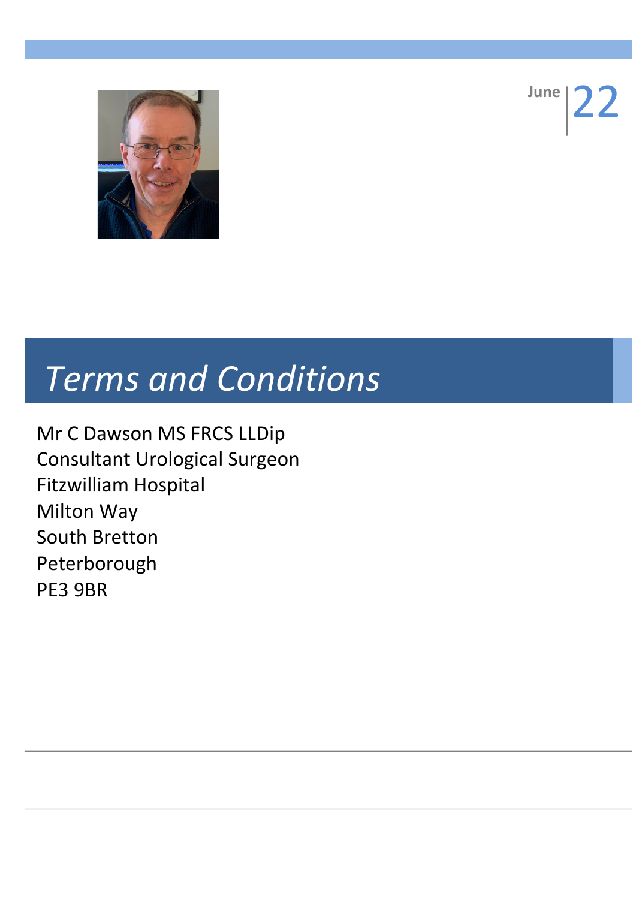June | 22

# *Terms and Conditions*

Mr C Dawson MS FRCS LLDip
Consultant Urological Surgeon
Fitzwilliam Hospital
Milton Way
South Bretton
Peterborough
PE3 9BR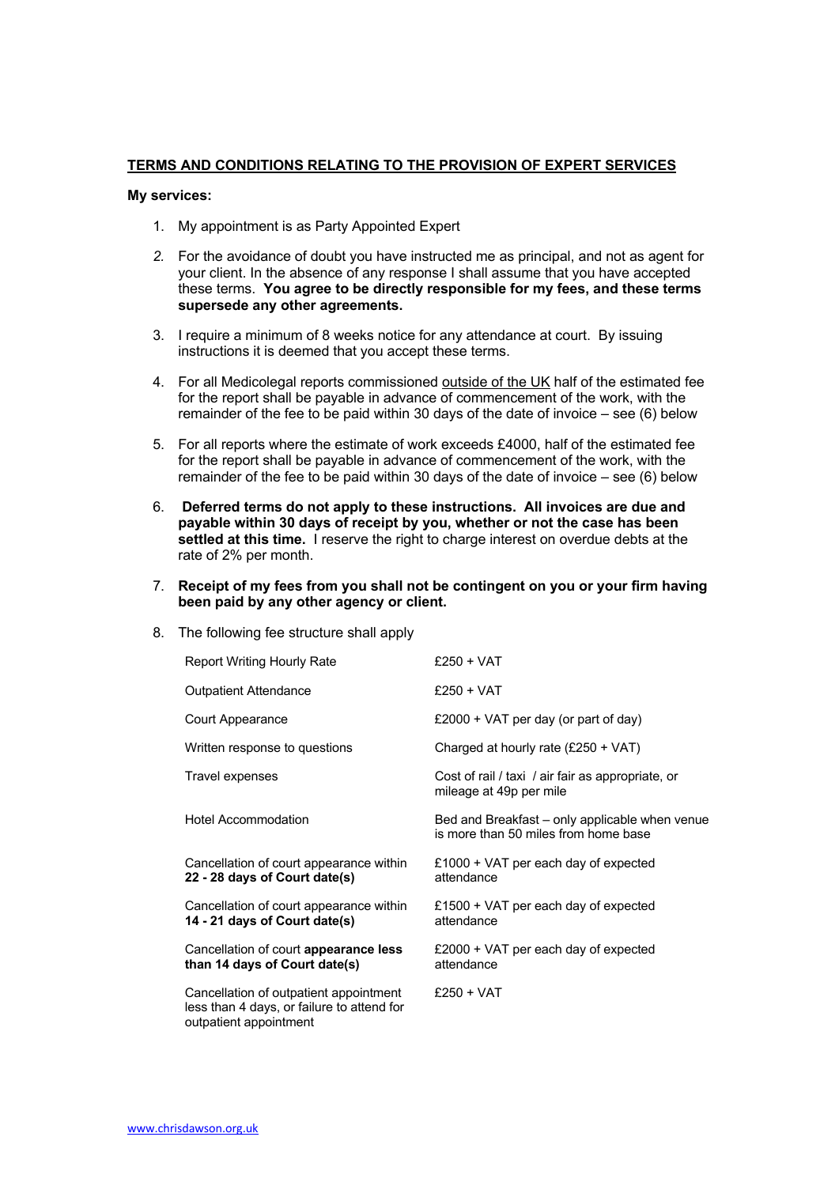**<u>TERMS AND CONDITIONS RELATING TO THE PROVISION OF EXPERT SERVICES</u>**

**My services:**

1. My appointment is as Party Appointed Expert

2. For the avoidance of doubt you have instructed me as principal, and not as agent for your client. In the absence of any response I shall assume that you have accepted these terms. **You agree to be directly responsible for my fees, and these terms supersede any other agreements.**

3. I require a minimum of 8 weeks notice for any attendance at court. By issuing instructions it is deemed that you accept these terms.

4. For all Medicolegal reports commissioned <u>outside of the UK</u> half of the estimated fee for the report shall be payable in advance of commencement of the work, with the remainder of the fee to be paid within 30 days of the date of invoice – see (6) below

5. For all reports where the estimate of work exceeds £4000, half of the estimated fee for the report shall be payable in advance of commencement of the work, with the remainder of the fee to be paid within 30 days of the date of invoice – see (6) below

6. **Deferred terms do not apply to these instructions. All invoices are due and payable within 30 days of receipt by you, whether or not the case has been settled at this time.** I reserve the right to charge interest on overdue debts at the rate of 2% per month.

7. **Receipt of my fees from you shall not be contingent on you or your firm having been paid by any other agency or client.**

8. The following fee structure shall apply

| | |
|---|---|
| Report Writing Hourly Rate | £250 + VAT |
| Outpatient Attendance | £250 + VAT |
| Court Appearance | £2000 + VAT per day (or part of day) |
| Written response to questions | Charged at hourly rate (£250 + VAT) |
| Travel expenses | Cost of rail / taxi / air fair as appropriate, or mileage at 49p per mile |
| Hotel Accommodation | Bed and Breakfast – only applicable when venue is more than 50 miles from home base |
| Cancellation of court appearance within **22 - 28 days of Court date(s)** | £1000 + VAT per each day of expected attendance |
| Cancellation of court appearance within **14 - 21 days of Court date(s)** | £1500 + VAT per each day of expected attendance |
| Cancellation of court **appearance less than 14 days of Court date(s)** | £2000 + VAT per each day of expected attendance |
| Cancellation of outpatient appointment less than 4 days, or failure to attend for outpatient appointment | £250 + VAT |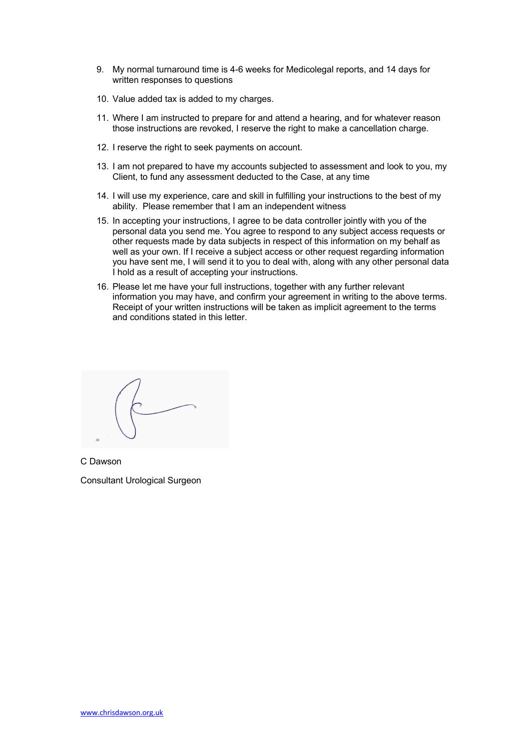9. My normal turnaround time is 4-6 weeks for Medicolegal reports, and 14 days for written responses to questions

10. Value added tax is added to my charges.

11. Where I am instructed to prepare for and attend a hearing, and for whatever reason those instructions are revoked, I reserve the right to make a cancellation charge.

12. I reserve the right to seek payments on account.

13. I am not prepared to have my accounts subjected to assessment and look to you, my Client, to fund any assessment deducted to the Case, at any time

14. I will use my experience, care and skill in fulfilling your instructions to the best of my ability. Please remember that I am an independent witness

15. In accepting your instructions, I agree to be data controller jointly with you of the personal data you send me. You agree to respond to any subject access requests or other requests made by data subjects in respect of this information on my behalf as well as your own. If I receive a subject access or other request regarding information you have sent me, I will send it to you to deal with, along with any other personal data I hold as a result of accepting your instructions.

16. Please let me have your full instructions, together with any further relevant information you may have, and confirm your agreement in writing to the above terms. Receipt of your written instructions will be taken as implicit agreement to the terms and conditions stated in this letter.

C Dawson

Consultant Urological Surgeon

www.chrisdawson.org.uk